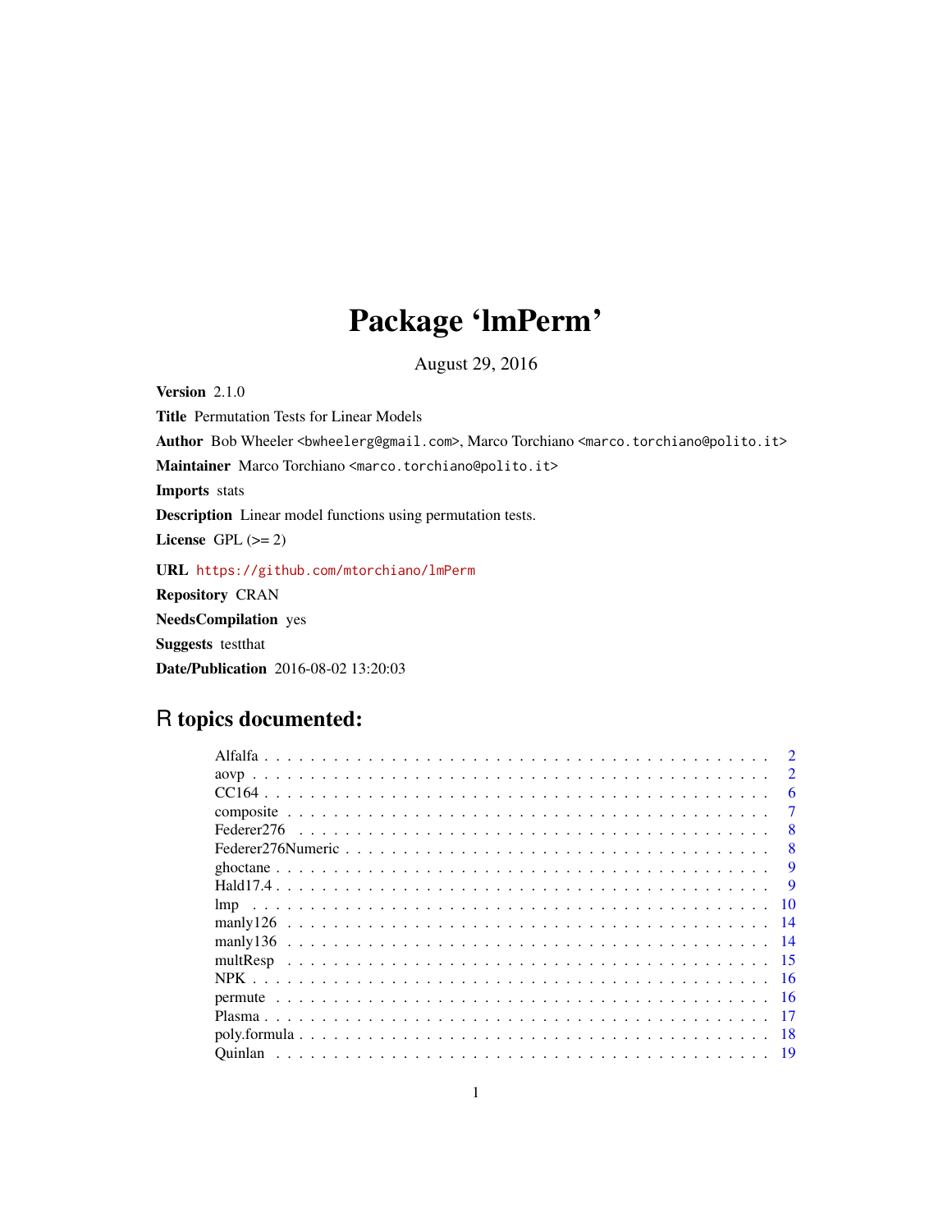# Package 'lmPerm'

August 29, 2016

**Version** 2.1.0

**Title** Permutation Tests for Linear Models

**Author** Bob Wheeler <bwheelerg@gmail.com>, Marco Torchiano <marco.torchiano@polito.it>

**Maintainer** Marco Torchiano <marco.torchiano@polito.it>

**Imports** stats

**Description** Linear model functions using permutation tests.

**License** GPL (>= 2)

**URL** https://github.com/mtorchiano/lmPerm

**Repository** CRAN

**NeedsCompilation** yes

**Suggests** testthat

**Date/Publication** 2016-08-02 13:20:03

## R topics documented:

- Alfalfa . . . . . . . . . . 2
- aovp . . . . . . . . . . 2
- CC164 . . . . . . . . . . 6
- composite . . . . . . . . . . 7
- Federer276 . . . . . . . . . . 8
- Federer276Numeric . . . . . . . . . . 8
- ghoctane . . . . . . . . . . 9
- Hald17.4 . . . . . . . . . . 9
- lmp . . . . . . . . . . 10
- manly126 . . . . . . . . . . 14
- manly136 . . . . . . . . . . 14
- multResp . . . . . . . . . . 15
- NPK . . . . . . . . . . 16
- permute . . . . . . . . . . 16
- Plasma . . . . . . . . . . 17
- poly.formula . . . . . . . . . . 18
- Quinlan . . . . . . . . . . 19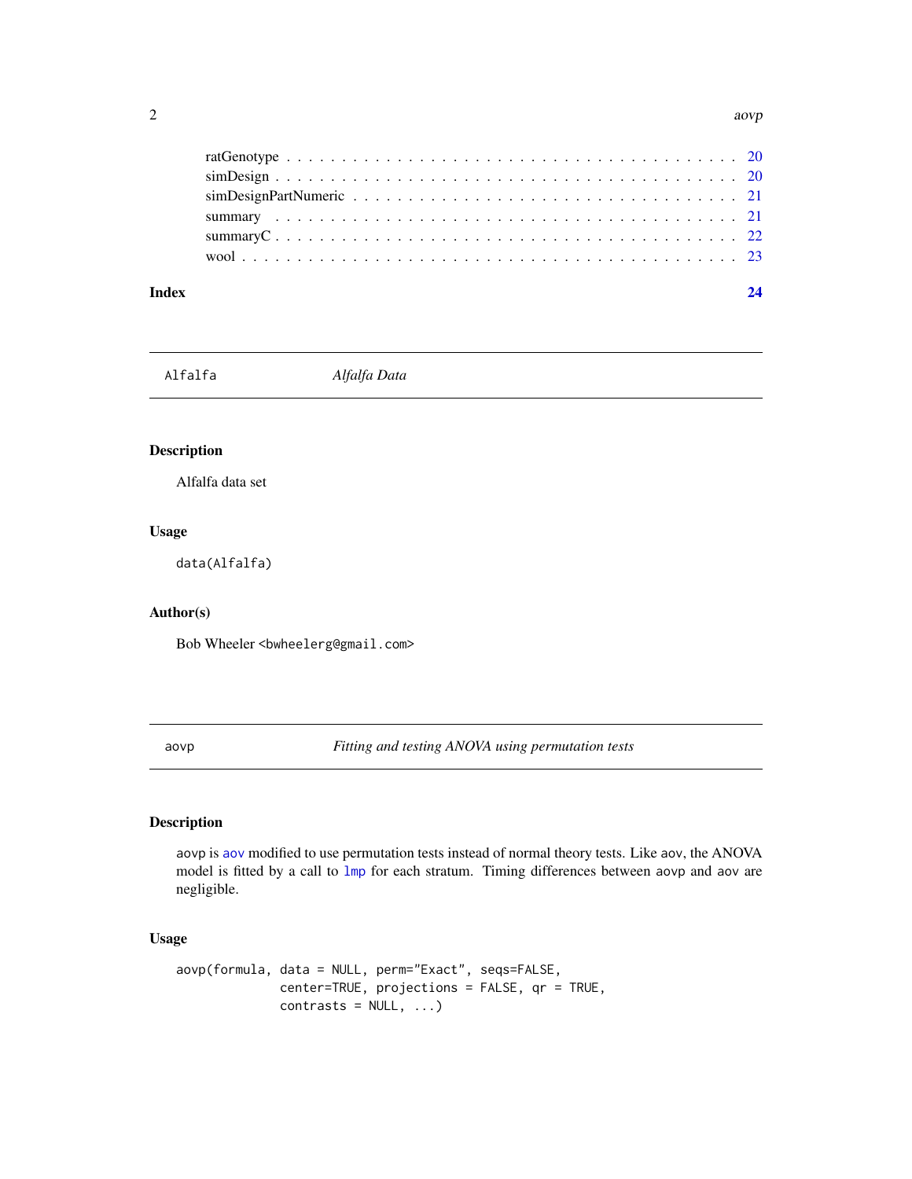ratGenotype . . . . . . . . . . . . . . . . . . . . . . . . . . . . . . . . . . . . . . . . . 20
simDesign . . . . . . . . . . . . . . . . . . . . . . . . . . . . . . . . . . . . . . . . . . 20
simDesignPartNumeric . . . . . . . . . . . . . . . . . . . . . . . . . . . . . . . . . . . 21
summary . . . . . . . . . . . . . . . . . . . . . . . . . . . . . . . . . . . . . . . . . . . 21
summaryC . . . . . . . . . . . . . . . . . . . . . . . . . . . . . . . . . . . . . . . . . . 22
wool . . . . . . . . . . . . . . . . . . . . . . . . . . . . . . . . . . . . . . . . . . . . . 23

**Index** **24**

---

## Alfalfa — *Alfalfa Data*

---

### Description

Alfalfa data set

### Usage

```
data(Alfalfa)
```

### Author(s)

Bob Wheeler <bwheelerg@gmail.com>

---

## aovp — *Fitting and testing ANOVA using permutation tests*

---

### Description

aovp is aov modified to use permutation tests instead of normal theory tests. Like aov, the ANOVA model is fitted by a call to lmp for each stratum. Timing differences between aovp and aov are negligible.

### Usage

```
aovp(formula, data = NULL, perm="Exact", seqs=FALSE,
             center=TRUE, projections = FALSE, qr = TRUE,
             contrasts = NULL, ...)
```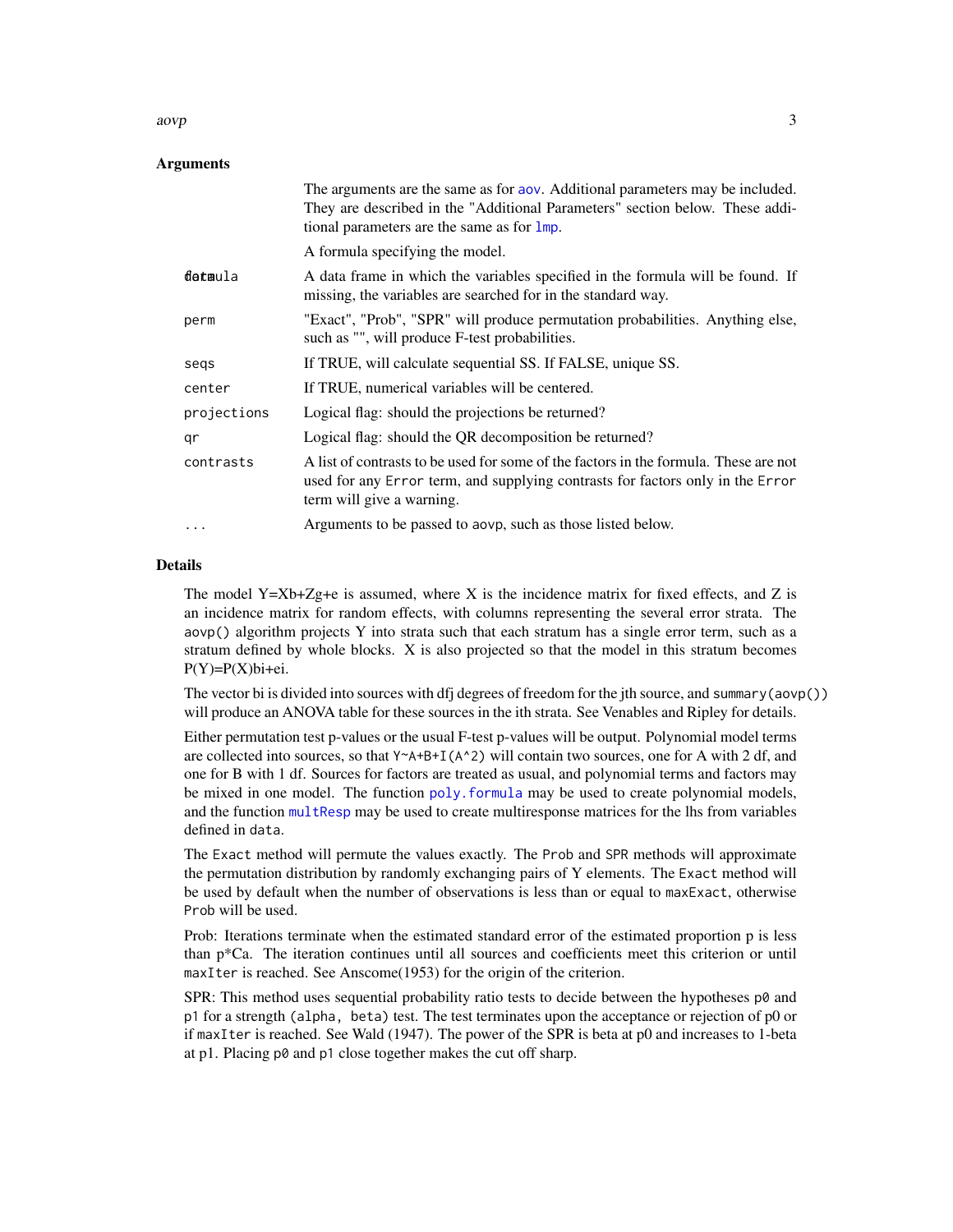## Arguments

| | |
|---|---|
| | The arguments are the same as for `aov`. Additional parameters may be included. They are described in the "Additional Parameters" section below. These additional parameters are the same as for `lmp`. |
| formula | A formula specifying the model. |
| data | A data frame in which the variables specified in the formula will be found. If missing, the variables are searched for in the standard way. |
| perm | "Exact", "Prob", "SPR" will produce permutation probabilities. Anything else, such as "", will produce F-test probabilities. |
| seqs | If TRUE, will calculate sequential SS. If FALSE, unique SS. |
| center | If TRUE, numerical variables will be centered. |
| projections | Logical flag: should the projections be returned? |
| qr | Logical flag: should the QR decomposition be returned? |
| contrasts | A list of contrasts to be used for some of the factors in the formula. These are not used for any `Error` term, and supplying contrasts for factors only in the `Error` term will give a warning. |
| ... | Arguments to be passed to `aovp`, such as those listed below. |

## Details

The model Y=Xb+Zg+e is assumed, where X is the incidence matrix for fixed effects, and Z is an incidence matrix for random effects, with columns representing the several error strata. The `aovp()` algorithm projects Y into strata such that each stratum has a single error term, such as a stratum defined by whole blocks. X is also projected so that the model in this stratum becomes P(Y)=P(X)bi+ei.

The vector bi is divided into sources with dfj degrees of freedom for the jth source, and `summary(aovp())` will produce an ANOVA table for these sources in the ith strata. See Venables and Ripley for details.

Either permutation test p-values or the usual F-test p-values will be output. Polynomial model terms are collected into sources, so that `Y~A+B+I(A^2)` will contain two sources, one for A with 2 df, and one for B with 1 df. Sources for factors are treated as usual, and polynomial terms and factors may be mixed in one model. The function `poly.formula` may be used to create polynomial models, and the function `multResp` may be used to create multiresponse matrices for the lhs from variables defined in `data`.

The `Exact` method will permute the values exactly. The `Prob` and `SPR` methods will approximate the permutation distribution by randomly exchanging pairs of Y elements. The `Exact` method will be used by default when the number of observations is less than or equal to `maxExact`, otherwise `Prob` will be used.

Prob: Iterations terminate when the estimated standard error of the estimated proportion p is less than p*Ca. The iteration continues until all sources and coefficients meet this criterion or until `maxIter` is reached. See Anscome(1953) for the origin of the criterion.

SPR: This method uses sequential probability ratio tests to decide between the hypotheses `p0` and `p1` for a strength `(alpha, beta)` test. The test terminates upon the acceptance or rejection of p0 or if `maxIter` is reached. See Wald (1947). The power of the SPR is beta at p0 and increases to 1-beta at `p1`. Placing `p0` and `p1` close together makes the cut off sharp.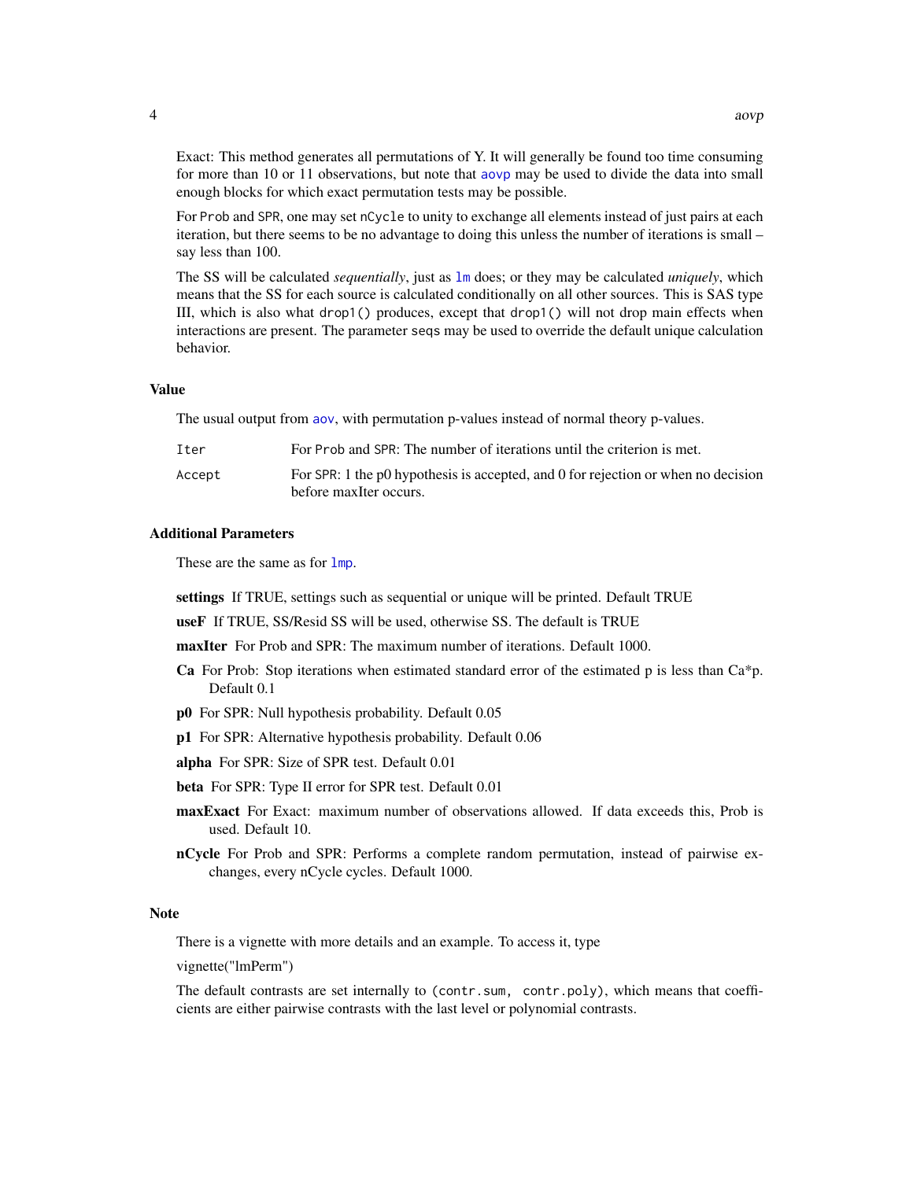Exact: This method generates all permutations of Y. It will generally be found too time consuming for more than 10 or 11 observations, but note that aovp may be used to divide the data into small enough blocks for which exact permutation tests may be possible.

For Prob and SPR, one may set nCycle to unity to exchange all elements instead of just pairs at each iteration, but there seems to be no advantage to doing this unless the number of iterations is small – say less than 100.

The SS will be calculated *sequentially*, just as lm does; or they may be calculated *uniquely*, which means that the SS for each source is calculated conditionally on all other sources. This is SAS type III, which is also what drop1() produces, except that drop1() will not drop main effects when interactions are present. The parameter seqs may be used to override the default unique calculation behavior.

## Value

The usual output from aov, with permutation p-values instead of normal theory p-values.

| | |
|---|---|
| Iter | For Prob and SPR: The number of iterations until the criterion is met. |
| Accept | For SPR: 1 the p0 hypothesis is accepted, and 0 for rejection or when no decision before maxIter occurs. |

## Additional Parameters

These are the same as for lmp.

**settings** If TRUE, settings such as sequential or unique will be printed. Default TRUE

**useF** If TRUE, SS/Resid SS will be used, otherwise SS. The default is TRUE

**maxIter** For Prob and SPR: The maximum number of iterations. Default 1000.

**Ca** For Prob: Stop iterations when estimated standard error of the estimated p is less than Ca*p. Default 0.1

**p0** For SPR: Null hypothesis probability. Default 0.05

**p1** For SPR: Alternative hypothesis probability. Default 0.06

**alpha** For SPR: Size of SPR test. Default 0.01

**beta** For SPR: Type II error for SPR test. Default 0.01

**maxExact** For Exact: maximum number of observations allowed. If data exceeds this, Prob is used. Default 10.

**nCycle** For Prob and SPR: Performs a complete random permutation, instead of pairwise exchanges, every nCycle cycles. Default 1000.

## Note

There is a vignette with more details and an example. To access it, type

vignette("lmPerm")

The default contrasts are set internally to (contr.sum, contr.poly), which means that coefficients are either pairwise contrasts with the last level or polynomial contrasts.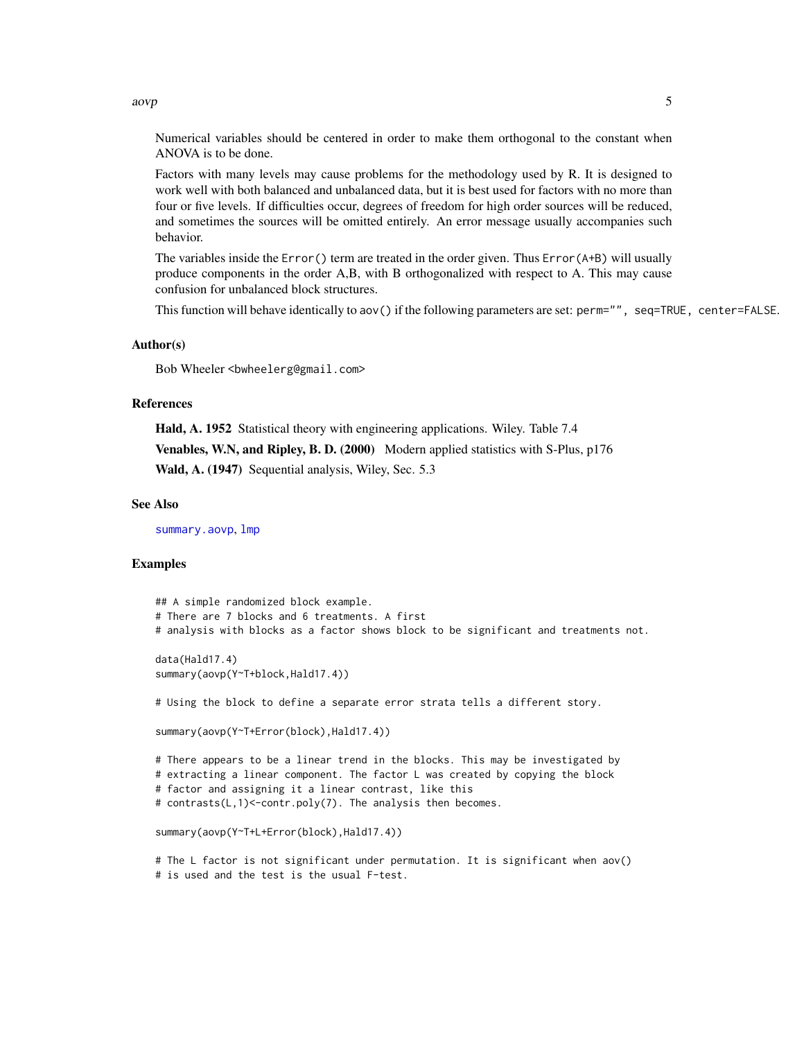Numerical variables should be centered in order to make them orthogonal to the constant when ANOVA is to be done.

Factors with many levels may cause problems for the methodology used by R. It is designed to work well with both balanced and unbalanced data, but it is best used for factors with no more than four or five levels. If difficulties occur, degrees of freedom for high order sources will be reduced, and sometimes the sources will be omitted entirely. An error message usually accompanies such behavior.

The variables inside the `Error()` term are treated in the order given. Thus `Error(A+B)` will usually produce components in the order A,B, with B orthogonalized with respect to A. This may cause confusion for unbalanced block structures.

This function will behave identically to `aov()` if the following parameters are set: `perm="", seq=TRUE, center=FALSE`.

### Author(s)

Bob Wheeler <bwheelerg@gmail.com>

### References

**Hald, A. 1952** Statistical theory with engineering applications. Wiley. Table 7.4

**Venables, W.N, and Ripley, B. D. (2000)** Modern applied statistics with S-Plus, p176

**Wald, A. (1947)** Sequential analysis, Wiley, Sec. 5.3

### See Also

summary.aovp, lmp

### Examples

```
## A simple randomized block example.
# There are 7 blocks and 6 treatments. A first
# analysis with blocks as a factor shows block to be significant and treatments not.

data(Hald17.4)
summary(aovp(Y~T+block,Hald17.4))

# Using the block to define a separate error strata tells a different story.

summary(aovp(Y~T+Error(block),Hald17.4))

# There appears to be a linear trend in the blocks. This may be investigated by
# extracting a linear component. The factor L was created by copying the block
# factor and assigning it a linear contrast, like this
# contrasts(L,1)<-contr.poly(7). The analysis then becomes.

summary(aovp(Y~T+L+Error(block),Hald17.4))

# The L factor is not significant under permutation. It is significant when aov()
# is used and the test is the usual F-test.
```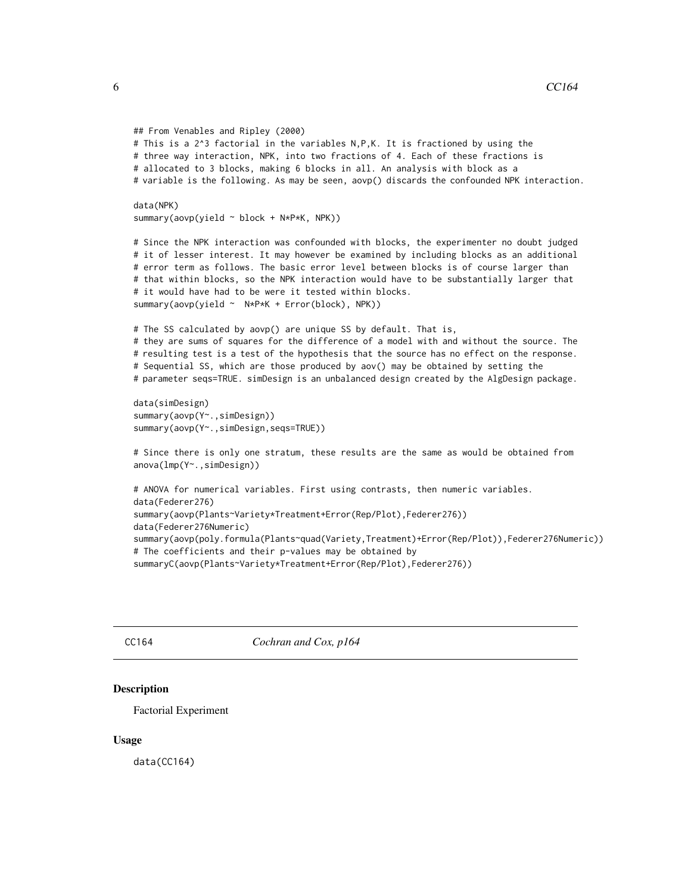```
## From Venables and Ripley (2000)
# This is a 2^3 factorial in the variables N,P,K. It is fractioned by using the
# three way interaction, NPK, into two fractions of 4. Each of these fractions is
# allocated to 3 blocks, making 6 blocks in all. An analysis with block as a
# variable is the following. As may be seen, aovp() discards the confounded NPK interaction.

data(NPK)
summary(aovp(yield ~ block + N*P*K, NPK))

# Since the NPK interaction was confounded with blocks, the experimenter no doubt judged
# it of lesser interest. It may however be examined by including blocks as an additional
# error term as follows. The basic error level between blocks is of course larger than
# that within blocks, so the NPK interaction would have to be substantially larger that
# it would have had to be were it tested within blocks.
summary(aovp(yield ~  N*P*K + Error(block), NPK))

# The SS calculated by aovp() are unique SS by default. That is,
# they are sums of squares for the difference of a model with and without the source. The
# resulting test is a test of the hypothesis that the source has no effect on the response.
# Sequential SS, which are those produced by aov() may be obtained by setting the
# parameter seqs=TRUE. simDesign is an unbalanced design created by the AlgDesign package.

data(simDesign)
summary(aovp(Y~.,simDesign))
summary(aovp(Y~.,simDesign,seqs=TRUE))

# Since there is only one stratum, these results are the same as would be obtained from
anova(lmp(Y~.,simDesign))

# ANOVA for numerical variables. First using contrasts, then numeric variables.
data(Federer276)
summary(aovp(Plants~Variety*Treatment+Error(Rep/Plot),Federer276))
data(Federer276Numeric)
summary(aovp(poly.formula(Plants~quad(Variety,Treatment)+Error(Rep/Plot)),Federer276Numeric))
# The coefficients and their p-values may be obtained by
summaryC(aovp(Plants~Variety*Treatment+Error(Rep/Plot),Federer276))
```

---

CC164 *Cochran and Cox, p164*

---

### Description

Factorial Experiment

### Usage

```
data(CC164)
```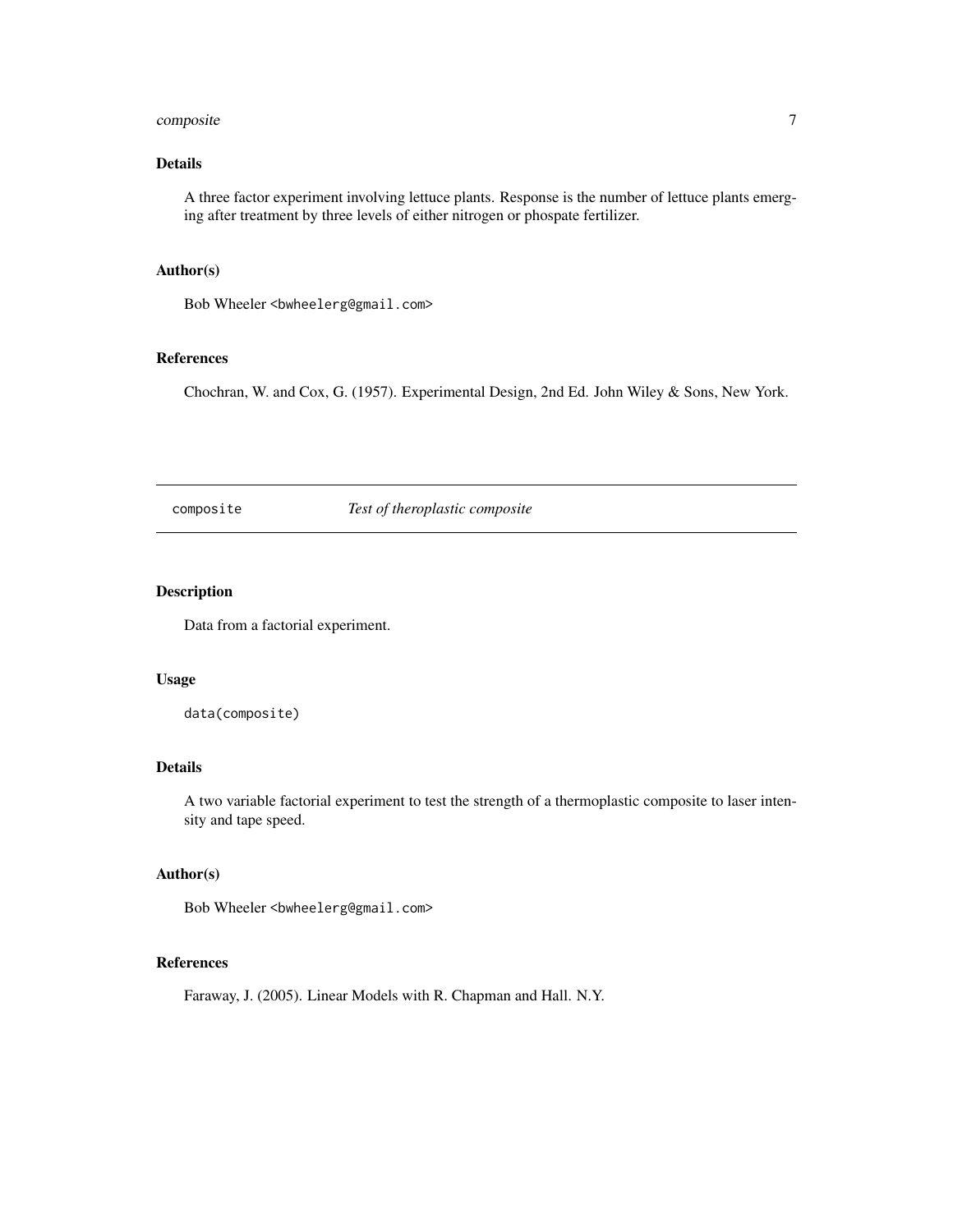## Details

A three factor experiment involving lettuce plants. Response is the number of lettuce plants emerging after treatment by three levels of either nitrogen or phospate fertilizer.

## Author(s)

Bob Wheeler <bwheelerg@gmail.com>

## References

Chochran, W. and Cox, G. (1957). Experimental Design, 2nd Ed. John Wiley & Sons, New York.

---

# composite *Test of theroplastic composite*

---

## Description

Data from a factorial experiment.

## Usage

```
data(composite)
```

## Details

A two variable factorial experiment to test the strength of a thermoplastic composite to laser intensity and tape speed.

## Author(s)

Bob Wheeler <bwheelerg@gmail.com>

## References

Faraway, J. (2005). Linear Models with R. Chapman and Hall. N.Y.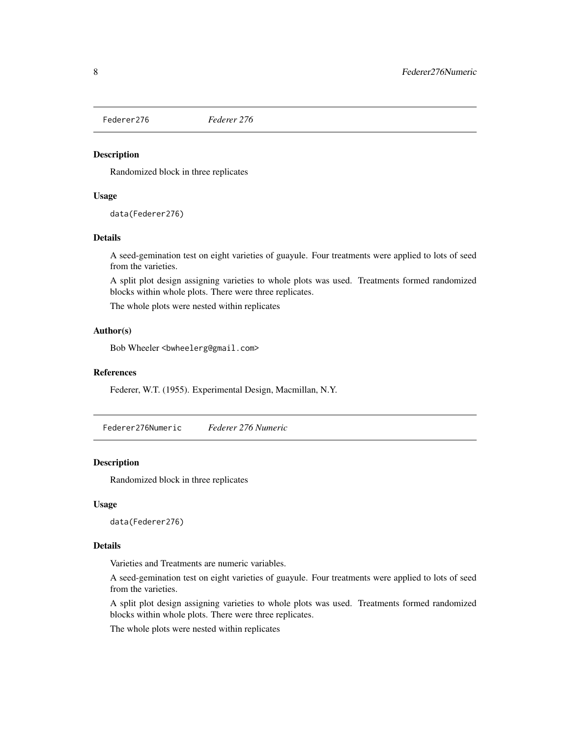## Federer276 — *Federer 276*

### Description

Randomized block in three replicates

### Usage

```
data(Federer276)
```

### Details

A seed-gemination test on eight varieties of guayule. Four treatments were applied to lots of seed from the varieties.

A split plot design assigning varieties to whole plots was used. Treatments formed randomized blocks within whole plots. There were three replicates.

The whole plots were nested within replicates

### Author(s)

Bob Wheeler <bwheelerg@gmail.com>

### References

Federer, W.T. (1955). Experimental Design, Macmillan, N.Y.

## Federer276Numeric — *Federer 276 Numeric*

### Description

Randomized block in three replicates

### Usage

```
data(Federer276)
```

### Details

Varieties and Treatments are numeric variables.

A seed-gemination test on eight varieties of guayule. Four treatments were applied to lots of seed from the varieties.

A split plot design assigning varieties to whole plots was used. Treatments formed randomized blocks within whole plots. There were three replicates.

The whole plots were nested within replicates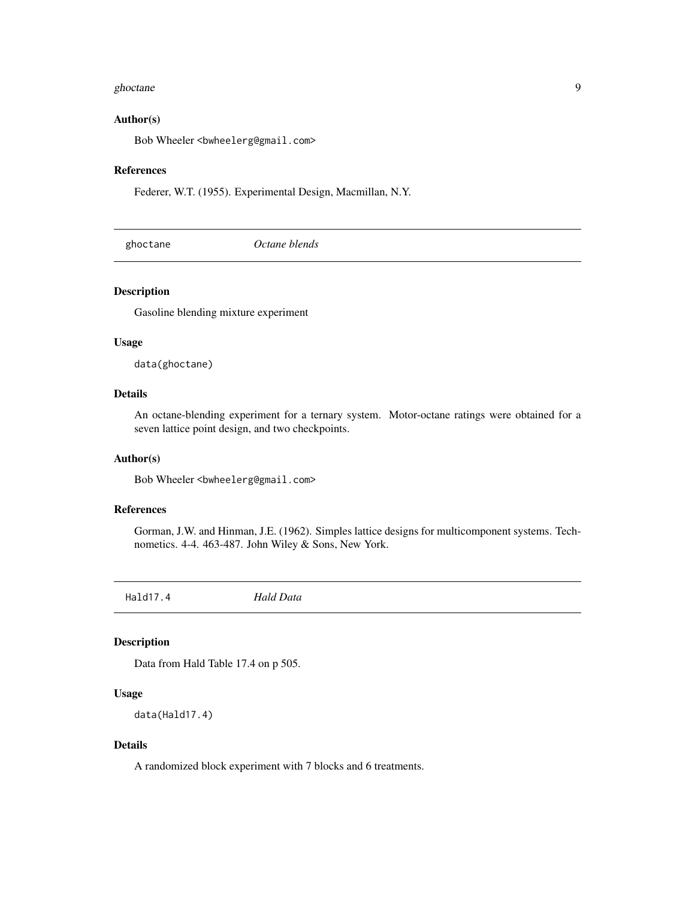### Author(s)

Bob Wheeler <bwheelerg@gmail.com>

### References

Federer, W.T. (1955). Experimental Design, Macmillan, N.Y.

## ghoctane *Octane blends*

### Description

Gasoline blending mixture experiment

### Usage

```
data(ghoctane)
```

### Details

An octane-blending experiment for a ternary system. Motor-octane ratings were obtained for a seven lattice point design, and two checkpoints.

### Author(s)

Bob Wheeler <bwheelerg@gmail.com>

### References

Gorman, J.W. and Hinman, J.E. (1962). Simples lattice designs for multicomponent systems. Technometics. 4-4. 463-487. John Wiley & Sons, New York.

## Hald17.4 *Hald Data*

### Description

Data from Hald Table 17.4 on p 505.

### Usage

```
data(Hald17.4)
```

### Details

A randomized block experiment with 7 blocks and 6 treatments.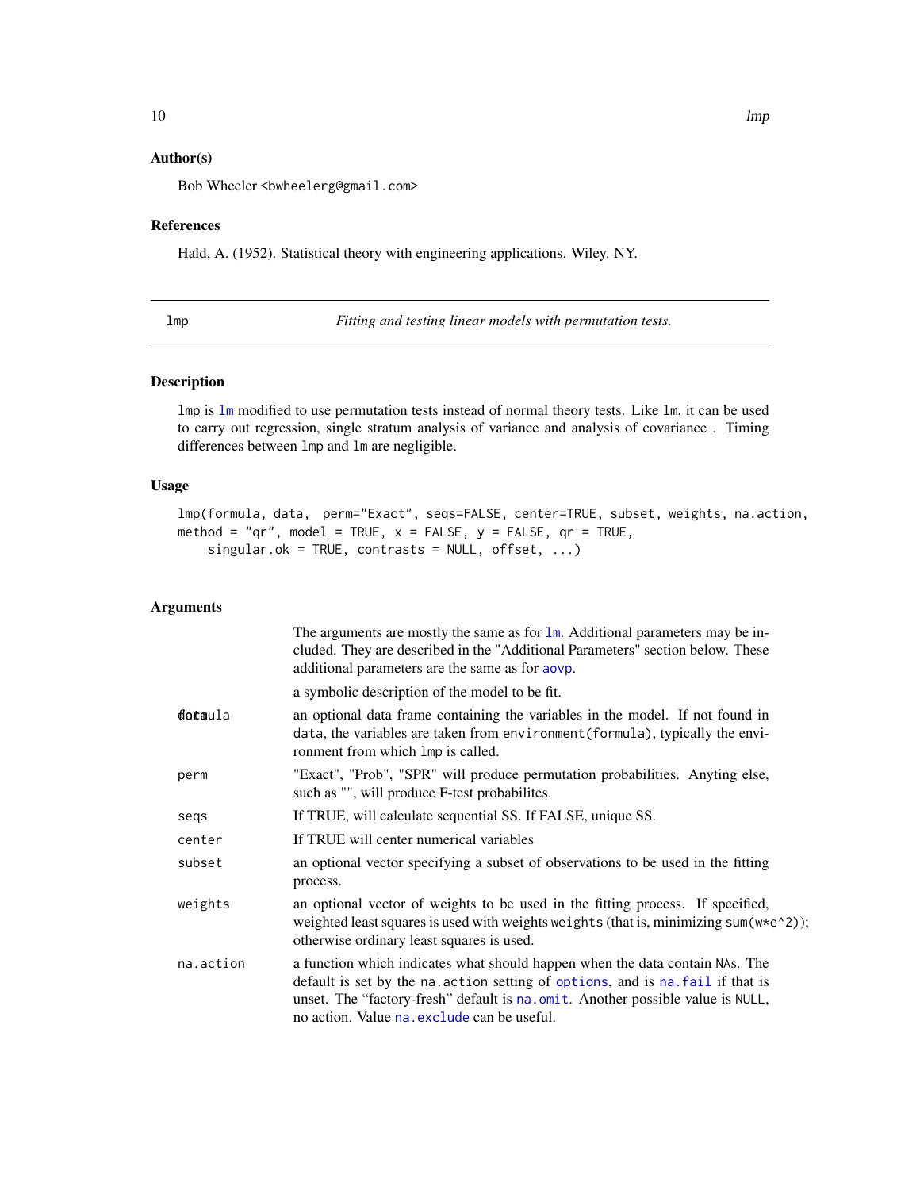## Author(s)

Bob Wheeler <bwheelerg@gmail.com>

## References

Hald, A. (1952). Statistical theory with engineering applications. Wiley. NY.

---

lmp &nbsp;&nbsp;&nbsp;&nbsp;&nbsp;&nbsp;&nbsp;&nbsp; *Fitting and testing linear models with permutation tests.*

---

## Description

lmp is lm modified to use permutation tests instead of normal theory tests. Like lm, it can be used to carry out regression, single stratum analysis of variance and analysis of covariance . Timing differences between lmp and lm are negligible.

## Usage

```
lmp(formula, data,  perm="Exact", seqs=FALSE, center=TRUE, subset, weights, na.action,
method = "qr", model = TRUE, x = FALSE, y = FALSE, qr = TRUE,
    singular.ok = TRUE, contrasts = NULL, offset, ...)
```

## Arguments

| | |
|---|---|
| | The arguments are mostly the same as for lm. Additional parameters may be included. They are described in the "Additional Parameters" section below. These additional parameters are the same as for aovp. |
| formula | a symbolic description of the model to be fit. |
| data | an optional data frame containing the variables in the model. If not found in data, the variables are taken from environment(formula), typically the environment from which lmp is called. |
| perm | "Exact", "Prob", "SPR" will produce permutation probabilities. Anyting else, such as "", will produce F-test probabilites. |
| seqs | If TRUE, will calculate sequential SS. If FALSE, unique SS. |
| center | If TRUE will center numerical variables |
| subset | an optional vector specifying a subset of observations to be used in the fitting process. |
| weights | an optional vector of weights to be used in the fitting process. If specified, weighted least squares is used with weights weights (that is, minimizing sum(w*e^2)); otherwise ordinary least squares is used. |
| na.action | a function which indicates what should happen when the data contain NAs. The default is set by the na.action setting of options, and is na.fail if that is unset. The "factory-fresh" default is na.omit. Another possible value is NULL, no action. Value na.exclude can be useful. |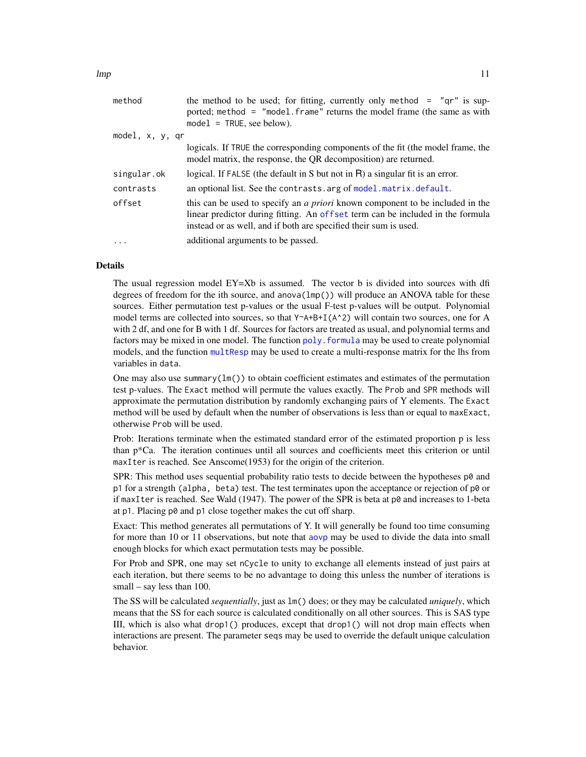| | |
|---|---|
| `method` | the method to be used; for fitting, currently only `method = "qr"` is supported; `method = "model.frame"` returns the model frame (the same as with `model = TRUE`, see below). |
| `model, x, y, qr` | logicals. If `TRUE` the corresponding components of the fit (the model frame, the model matrix, the response, the QR decomposition) are returned. |
| `singular.ok` | logical. If `FALSE` (the default in S but not in R) a singular fit is an error. |
| `contrasts` | an optional list. See the `contrasts.arg` of `model.matrix.default`. |
| `offset` | this can be used to specify an *a priori* known component to be included in the linear predictor during fitting. An `offset` term can be included in the formula instead or as well, and if both are specified their sum is used. |
| `...` | additional arguments to be passed. |

## Details

The usual regression model EY=Xb is assumed. The vector b is divided into sources with dfi degrees of freedom for the ith source, and `anova(lmp())` will produce an ANOVA table for these sources. Either permutation test p-values or the usual F-test p-values will be output. Polynomial model terms are collected into sources, so that `Y~A+B+I(A^2)` will contain two sources, one for A with 2 df, and one for B with 1 df. Sources for factors are treated as usual, and polynomial terms and factors may be mixed in one model. The function `poly.formula` may be used to create polynomial models, and the function `multResp` may be used to create a multi-response matrix for the lhs from variables in `data`.

One may also use `summary(lm())` to obtain coefficient estimates and estimates of the permutation test p-values. The `Exact` method will permute the values exactly. The `Prob` and `SPR` methods will approximate the permutation distribution by randomly exchanging pairs of Y elements. The `Exact` method will be used by default when the number of observations is less than or equal to `maxExact`, otherwise `Prob` will be used.

Prob: Iterations terminate when the estimated standard error of the estimated proportion p is less than p*Ca. The iteration continues until all sources and coefficients meet this criterion or until `maxIter` is reached. See Anscome(1953) for the origin of the criterion.

SPR: This method uses sequential probability ratio tests to decide between the hypotheses `p0` and `p1` for a strength `(alpha, beta)` test. The test terminates upon the acceptance or rejection of `p0` or if `maxIter` is reached. See Wald (1947). The power of the SPR is beta at `p0` and increases to 1-beta at `p1`. Placing `p0` and `p1` close together makes the cut off sharp.

Exact: This method generates all permutations of Y. It will generally be found too time consuming for more than 10 or 11 observations, but note that `aovp` may be used to divide the data into small enough blocks for which exact permutation tests may be possible.

For Prob and SPR, one may set `nCycle` to unity to exchange all elements instead of just pairs at each iteration, but there seems to be no advantage to doing this unless the number of iterations is small – say less than 100.

The SS will be calculated *sequentially*, just as `lm()` does; or they may be calculated *uniquely*, which means that the SS for each source is calculated conditionally on all other sources. This is SAS type III, which is also what `drop1()` produces, except that `drop1()` will not drop main effects when interactions are present. The parameter `seqs` may be used to override the default unique calculation behavior.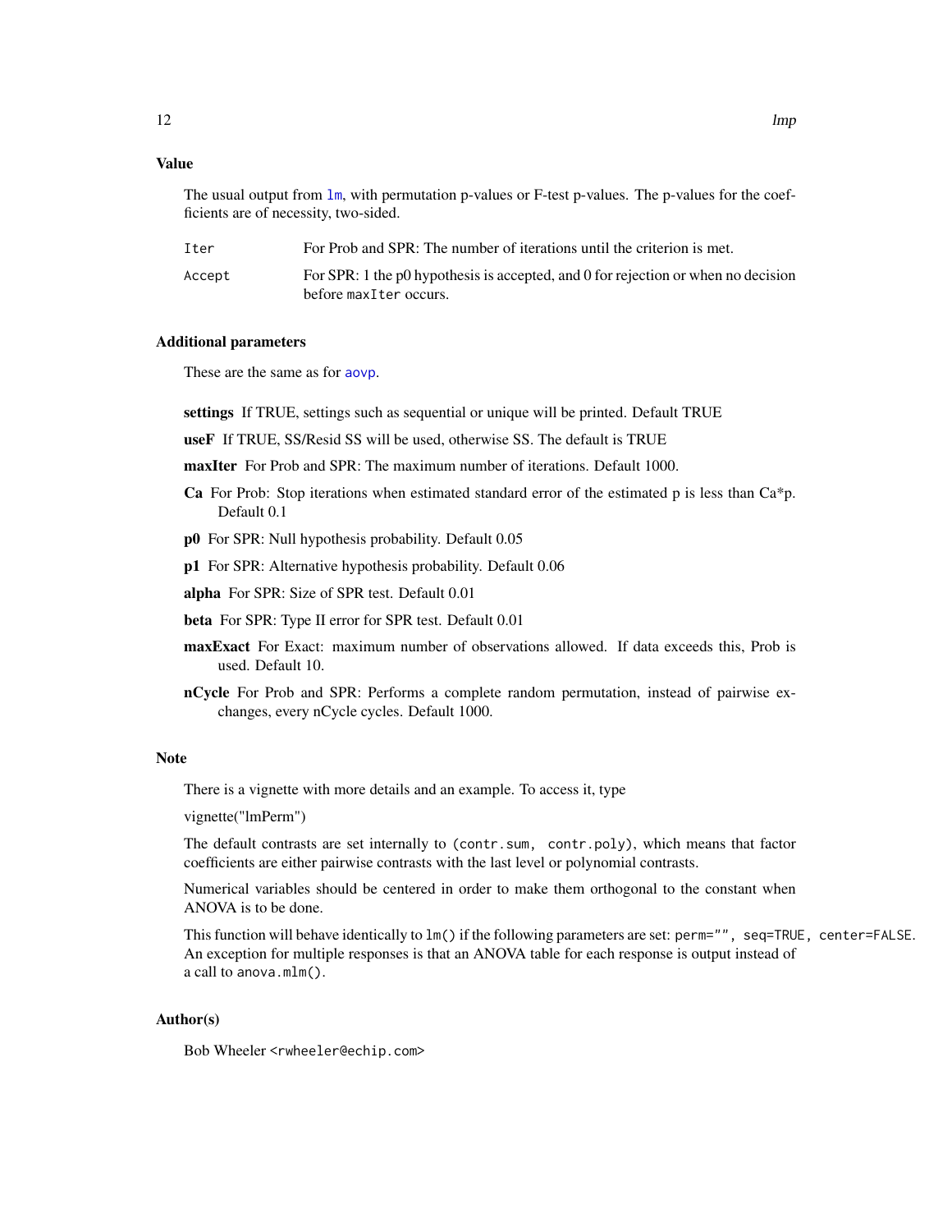## Value

The usual output from `lm`, with permutation p-values or F-test p-values. The p-values for the coefficients are of necessity, two-sided.

| | |
|---|---|
| `Iter` | For Prob and SPR: The number of iterations until the criterion is met. |
| `Accept` | For SPR: 1 the p0 hypothesis is accepted, and 0 for rejection or when no decision before `maxIter` occurs. |

## Additional parameters

These are the same as for `aovp`.

**settings** If TRUE, settings such as sequential or unique will be printed. Default TRUE

**useF** If TRUE, SS/Resid SS will be used, otherwise SS. The default is TRUE

**maxIter** For Prob and SPR: The maximum number of iterations. Default 1000.

**Ca** For Prob: Stop iterations when estimated standard error of the estimated p is less than Ca*p. Default 0.1

**p0** For SPR: Null hypothesis probability. Default 0.05

**p1** For SPR: Alternative hypothesis probability. Default 0.06

**alpha** For SPR: Size of SPR test. Default 0.01

**beta** For SPR: Type II error for SPR test. Default 0.01

**maxExact** For Exact: maximum number of observations allowed. If data exceeds this, Prob is used. Default 10.

**nCycle** For Prob and SPR: Performs a complete random permutation, instead of pairwise exchanges, every nCycle cycles. Default 1000.

## Note

There is a vignette with more details and an example. To access it, type

vignette("lmPerm")

The default contrasts are set internally to `(contr.sum, contr.poly)`, which means that factor coefficients are either pairwise contrasts with the last level or polynomial contrasts.

Numerical variables should be centered in order to make them orthogonal to the constant when ANOVA is to be done.

This function will behave identically to `lm()` if the following parameters are set: `perm="", seq=TRUE, center=FALSE`. An exception for multiple responses is that an ANOVA table for each response is output instead of a call to `anova.mlm()`.

## Author(s)

Bob Wheeler <rwheeler@echip.com>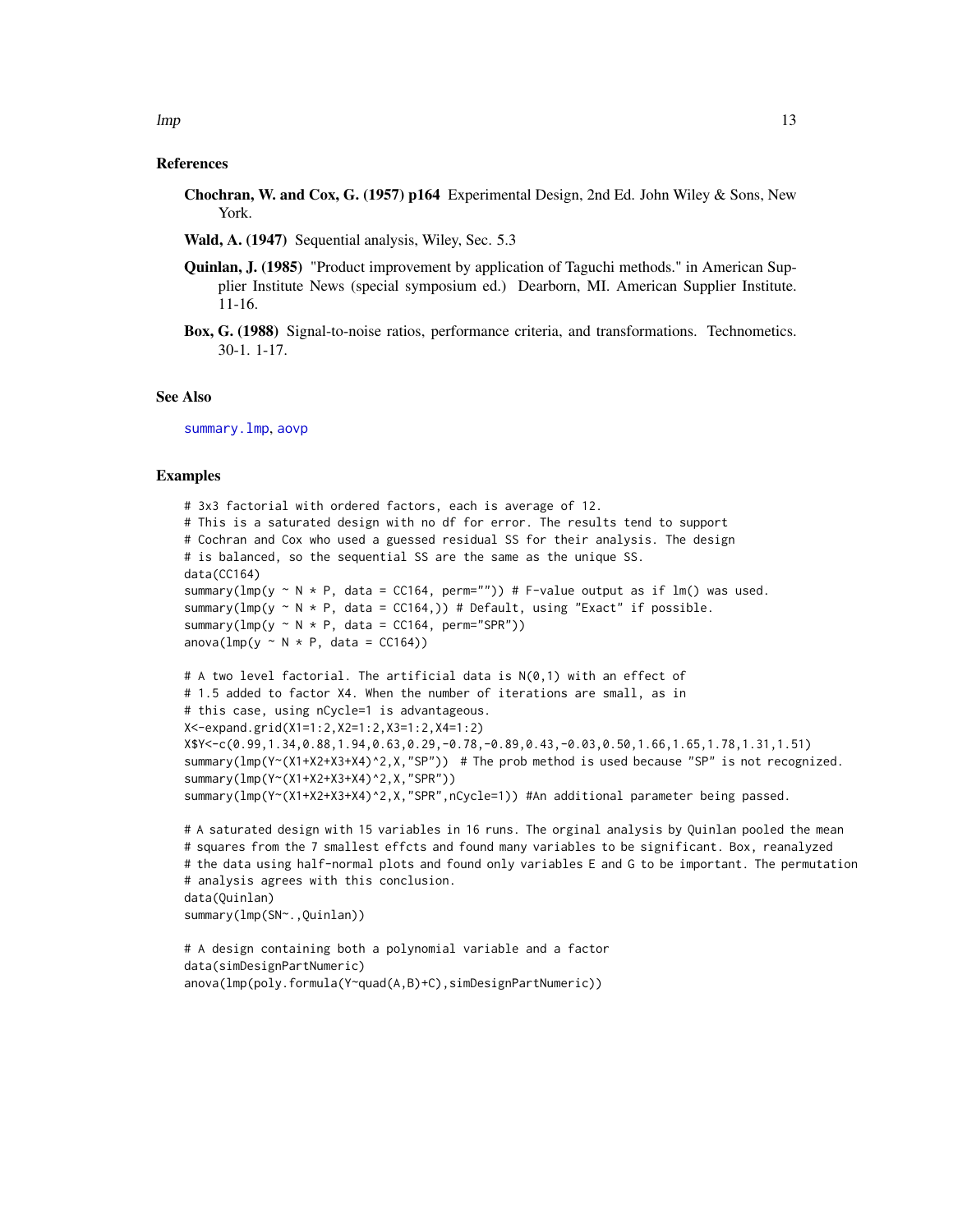## References

**Chochran, W. and Cox, G. (1957) p164** Experimental Design, 2nd Ed. John Wiley & Sons, New York.

**Wald, A. (1947)** Sequential analysis, Wiley, Sec. 5.3

**Quinlan, J. (1985)** "Product improvement by application of Taguchi methods." in American Supplier Institute News (special symposium ed.) Dearborn, MI. American Supplier Institute. 11-16.

**Box, G. (1988)** Signal-to-noise ratios, performance criteria, and transformations. Technometics. 30-1. 1-17.

## See Also

summary.lmp, aovp

## Examples

```
# 3x3 factorial with ordered factors, each is average of 12.
# This is a saturated design with no df for error. The results tend to support
# Cochran and Cox who used a guessed residual SS for their analysis. The design
# is balanced, so the sequential SS are the same as the unique SS.
data(CC164)
summary(lmp(y ~ N * P, data = CC164, perm="")) # F-value output as if lm() was used.
summary(lmp(y ~ N * P, data = CC164,)) # Default, using "Exact" if possible.
summary(lmp(y ~ N * P, data = CC164, perm="SPR"))
anova(lmp(y ~ N * P, data = CC164))

# A two level factorial. The artificial data is N(0,1) with an effect of
# 1.5 added to factor X4. When the number of iterations are small, as in
# this case, using nCycle=1 is advantageous.
X<-expand.grid(X1=1:2,X2=1:2,X3=1:2,X4=1:2)
X$Y<-c(0.99,1.34,0.88,1.94,0.63,0.29,-0.78,-0.89,0.43,-0.03,0.50,1.66,1.65,1.78,1.31,1.51)
summary(lmp(Y~(X1+X2+X3+X4)^2,X,"SP"))  # The prob method is used because "SP" is not recognized.
summary(lmp(Y~(X1+X2+X3+X4)^2,X,"SPR"))
summary(lmp(Y~(X1+X2+X3+X4)^2,X,"SPR",nCycle=1)) #An additional parameter being passed.

# A saturated design with 15 variables in 16 runs. The orginal analysis by Quinlan pooled the mean
# squares from the 7 smallest effcts and found many variables to be significant. Box, reanalyzed
# the data using half-normal plots and found only variables E and G to be important. The permutation
# analysis agrees with this conclusion.
data(Quinlan)
summary(lmp(SN~.,Quinlan))

# A design containing both a polynomial variable and a factor
data(simDesignPartNumeric)
anova(lmp(poly.formula(Y~quad(A,B)+C),simDesignPartNumeric))
```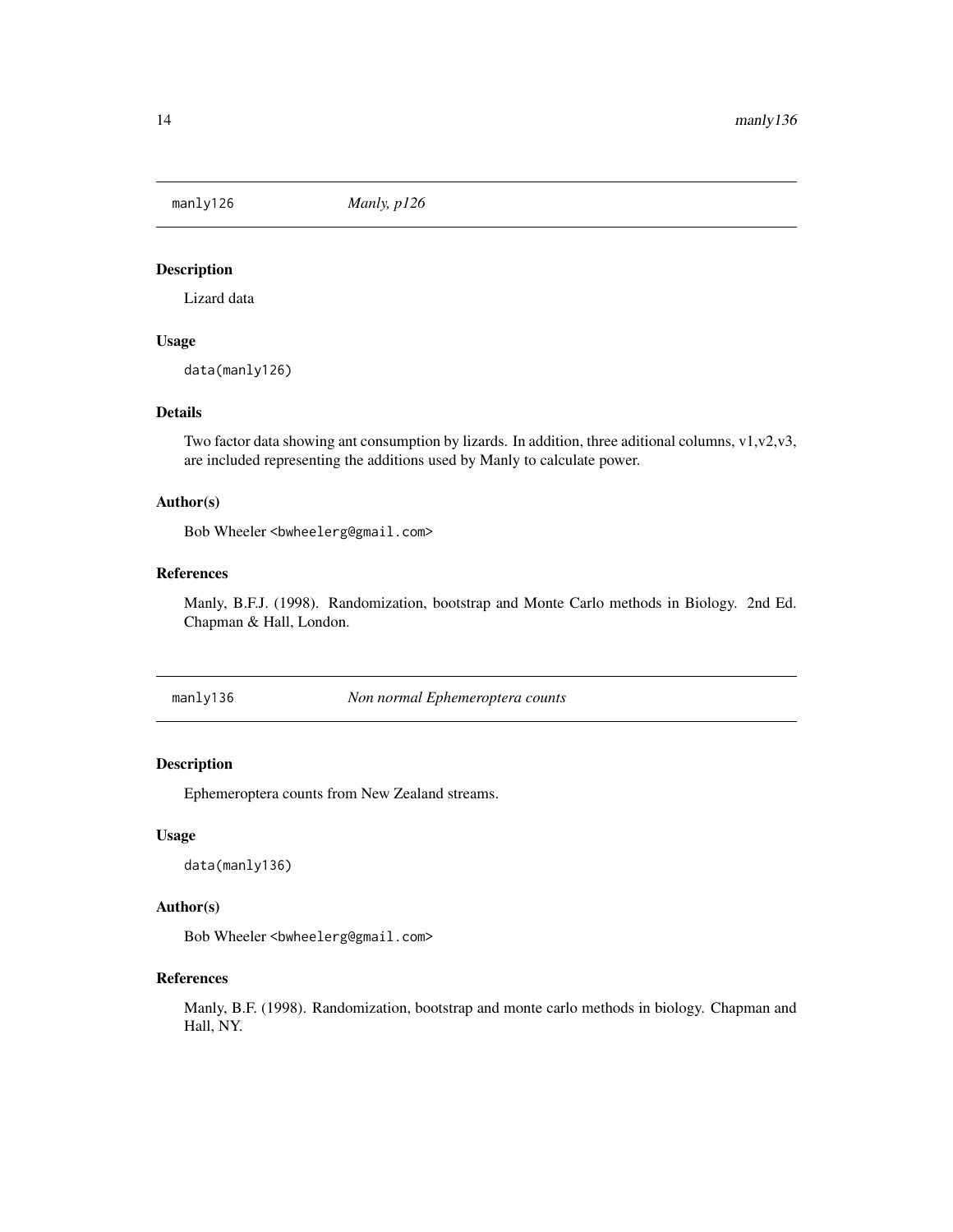## manly126 *Manly, p126*

### Description

Lizard data

### Usage

```
data(manly126)
```

### Details

Two factor data showing ant consumption by lizards. In addition, three aditional columns, v1,v2,v3, are included representing the additions used by Manly to calculate power.

### Author(s)

Bob Wheeler <bwheelerg@gmail.com>

### References

Manly, B.F.J. (1998). Randomization, bootstrap and Monte Carlo methods in Biology. 2nd Ed. Chapman & Hall, London.

## manly136 *Non normal Ephemeroptera counts*

### Description

Ephemeroptera counts from New Zealand streams.

### Usage

```
data(manly136)
```

### Author(s)

Bob Wheeler <bwheelerg@gmail.com>

### References

Manly, B.F. (1998). Randomization, bootstrap and monte carlo methods in biology. Chapman and Hall, NY.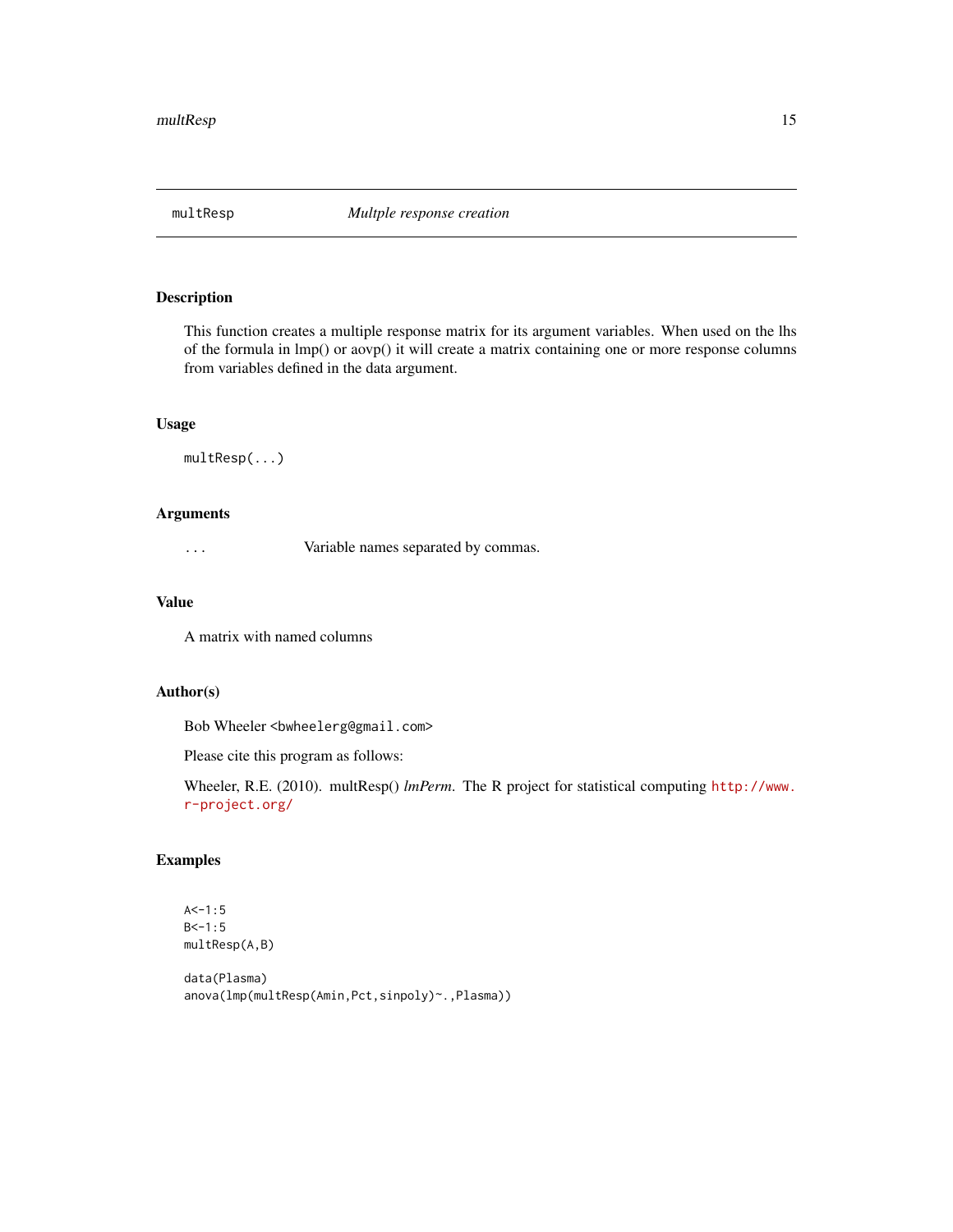## multResp — *Multple response creation*

### Description

This function creates a multiple response matrix for its argument variables. When used on the lhs of the formula in lmp() or aovp() it will create a matrix containing one or more response columns from variables defined in the data argument.

### Usage

```
multResp(...)
```

### Arguments

| | |
|---|---|
| `...` | Variable names separated by commas. |

### Value

A matrix with named columns

### Author(s)

Bob Wheeler <bwheelerg@gmail.com>

Please cite this program as follows:

Wheeler, R.E. (2010). multResp() *lmPerm*. The R project for statistical computing http://www.r-project.org/

### Examples

```
A<-1:5
B<-1:5
multResp(A,B)

data(Plasma)
anova(lmp(multResp(Amin,Pct,sinpoly)~.,Plasma))
```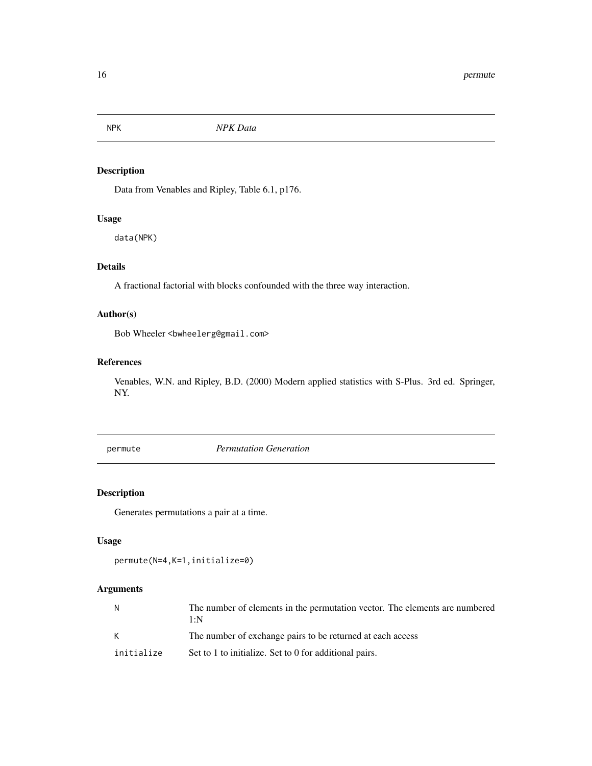## NPK *NPK Data*

### Description

Data from Venables and Ripley, Table 6.1, p176.

### Usage

```
data(NPK)
```

### Details

A fractional factorial with blocks confounded with the three way interaction.

### Author(s)

Bob Wheeler <bwheelerg@gmail.com>

### References

Venables, W.N. and Ripley, B.D. (2000) Modern applied statistics with S-Plus. 3rd ed. Springer, NY.

## permute *Permutation Generation*

### Description

Generates permutations a pair at a time.

### Usage

```
permute(N=4,K=1,initialize=0)
```

### Arguments

| | |
|---|---|
| N | The number of elements in the permutation vector. The elements are numbered 1:N |
| K | The number of exchange pairs to be returned at each access |
| initialize | Set to 1 to initialize. Set to 0 for additional pairs. |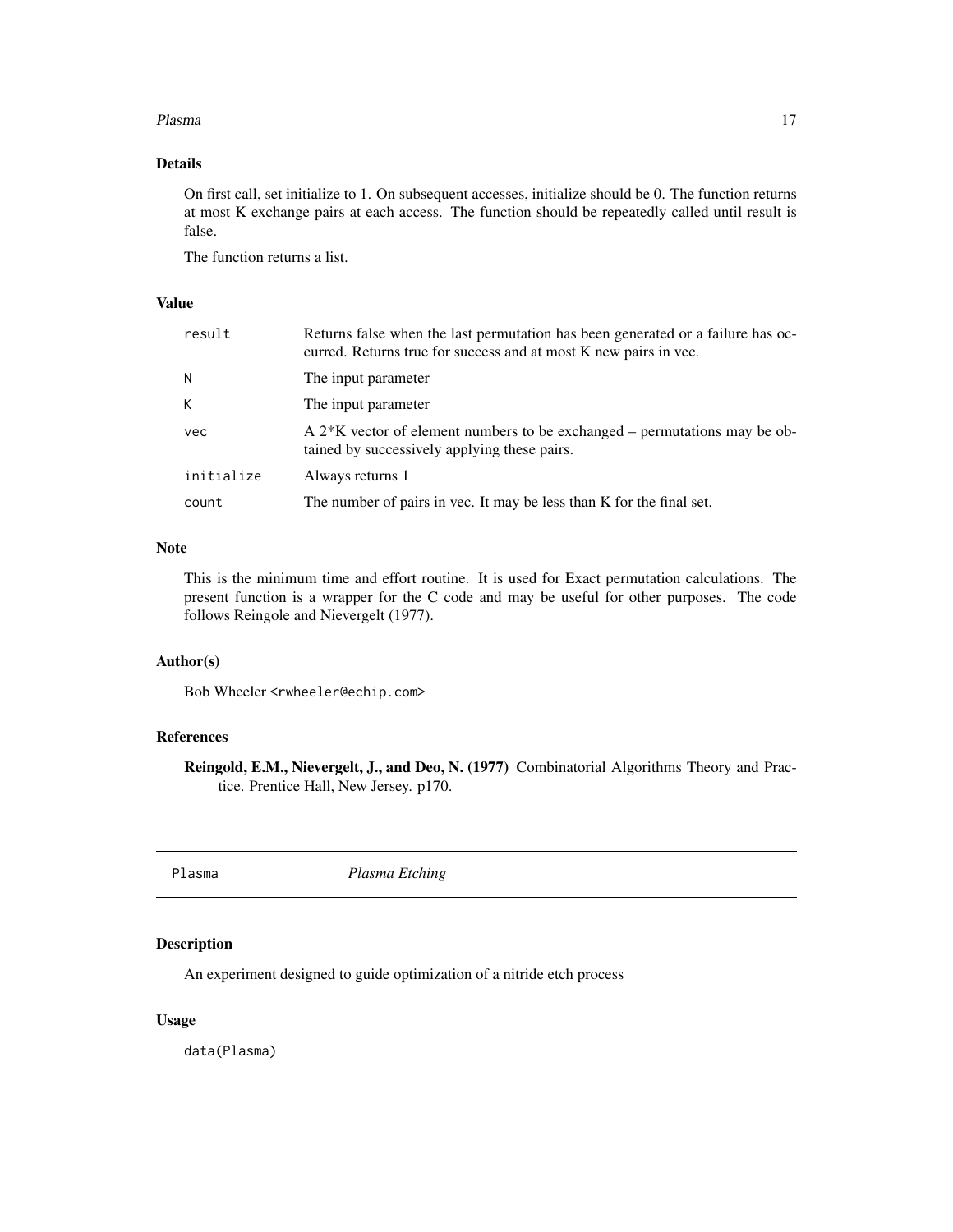### Details

On first call, set initialize to 1. On subsequent accesses, initialize should be 0. The function returns at most K exchange pairs at each access. The function should be repeatedly called until result is false.

The function returns a list.

### Value

| | |
|---|---|
| `result` | Returns false when the last permutation has been generated or a failure has occurred. Returns true for success and at most K new pairs in vec. |
| `N` | The input parameter |
| `K` | The input parameter |
| `vec` | A 2*K vector of element numbers to be exchanged – permutations may be obtained by successively applying these pairs. |
| `initialize` | Always returns 1 |
| `count` | The number of pairs in vec. It may be less than K for the final set. |

### Note

This is the minimum time and effort routine. It is used for Exact permutation calculations. The present function is a wrapper for the C code and may be useful for other purposes. The code follows Reingole and Nievergelt (1977).

### Author(s)

Bob Wheeler <rwheeler@echip.com>

### References

**Reingold, E.M., Nievergelt, J., and Deo, N. (1977)** Combinatorial Algorithms Theory and Practice. Prentice Hall, New Jersey. p170.

---

## `Plasma` *Plasma Etching*

---

### Description

An experiment designed to guide optimization of a nitride etch process

### Usage

```
data(Plasma)
```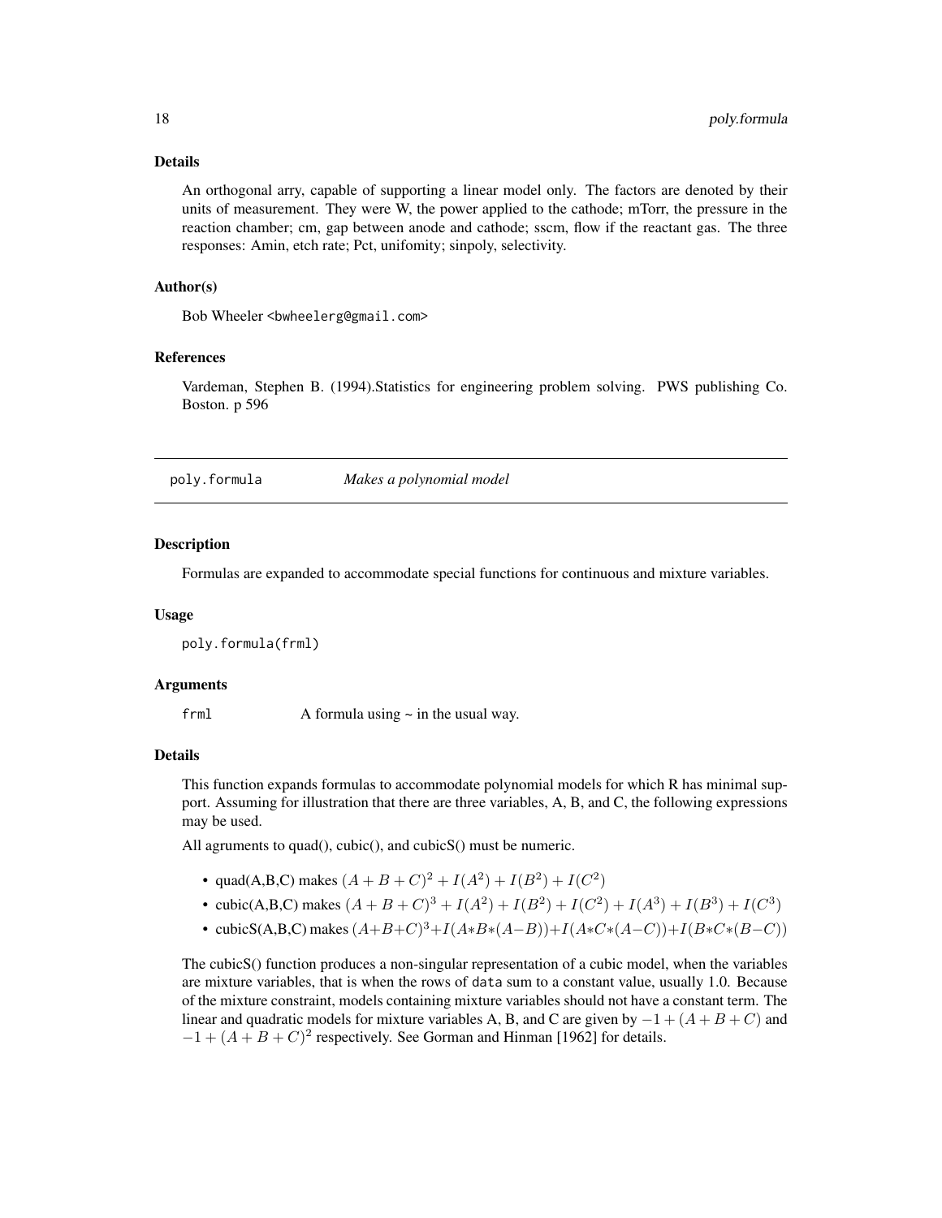### Details

An orthogonal arry, capable of supporting a linear model only. The factors are denoted by their units of measurement. They were W, the power applied to the cathode; mTorr, the pressure in the reaction chamber; cm, gap between anode and cathode; sscm, flow if the reactant gas. The three responses: Amin, etch rate; Pct, unifomity; sinpoly, selectivity.

### Author(s)

Bob Wheeler <bwheelerg@gmail.com>

### References

Vardeman, Stephen B. (1994).Statistics for engineering problem solving. PWS publishing Co. Boston. p 596

---

## poly.formula *Makes a polynomial model*

### Description

Formulas are expanded to accommodate special functions for continuous and mixture variables.

### Usage

```
poly.formula(frml)
```

### Arguments

`frml` A formula using ~ in the usual way.

### Details

This function expands formulas to accommodate polynomial models for which R has minimal support. Assuming for illustration that there are three variables, A, B, and C, the following expressions may be used.

All agruments to quad(), cubic(), and cubicS() must be numeric.

- quad(A,B,C) makes $(A + B + C)^2 + I(A^2) + I(B^2) + I(C^2)$
- cubic(A,B,C) makes $(A + B + C)^3 + I(A^2) + I(B^2) + I(C^2) + I(A^3) + I(B^3) + I(C^3)$
- cubicS(A,B,C) makes $(A+B+C)^3+I(A*B*(A-B))+I(A*C*(A-C))+I(B*C*(B-C))$

The cubicS() function produces a non-singular representation of a cubic model, when the variables are mixture variables, that is when the rows of `data` sum to a constant value, usually 1.0. Because of the mixture constraint, models containing mixture variables should not have a constant term. The linear and quadratic models for mixture variables A, B, and C are given by $-1 + (A + B + C)$ and $-1 + (A + B + C)^2$ respectively. See Gorman and Hinman [1962] for details.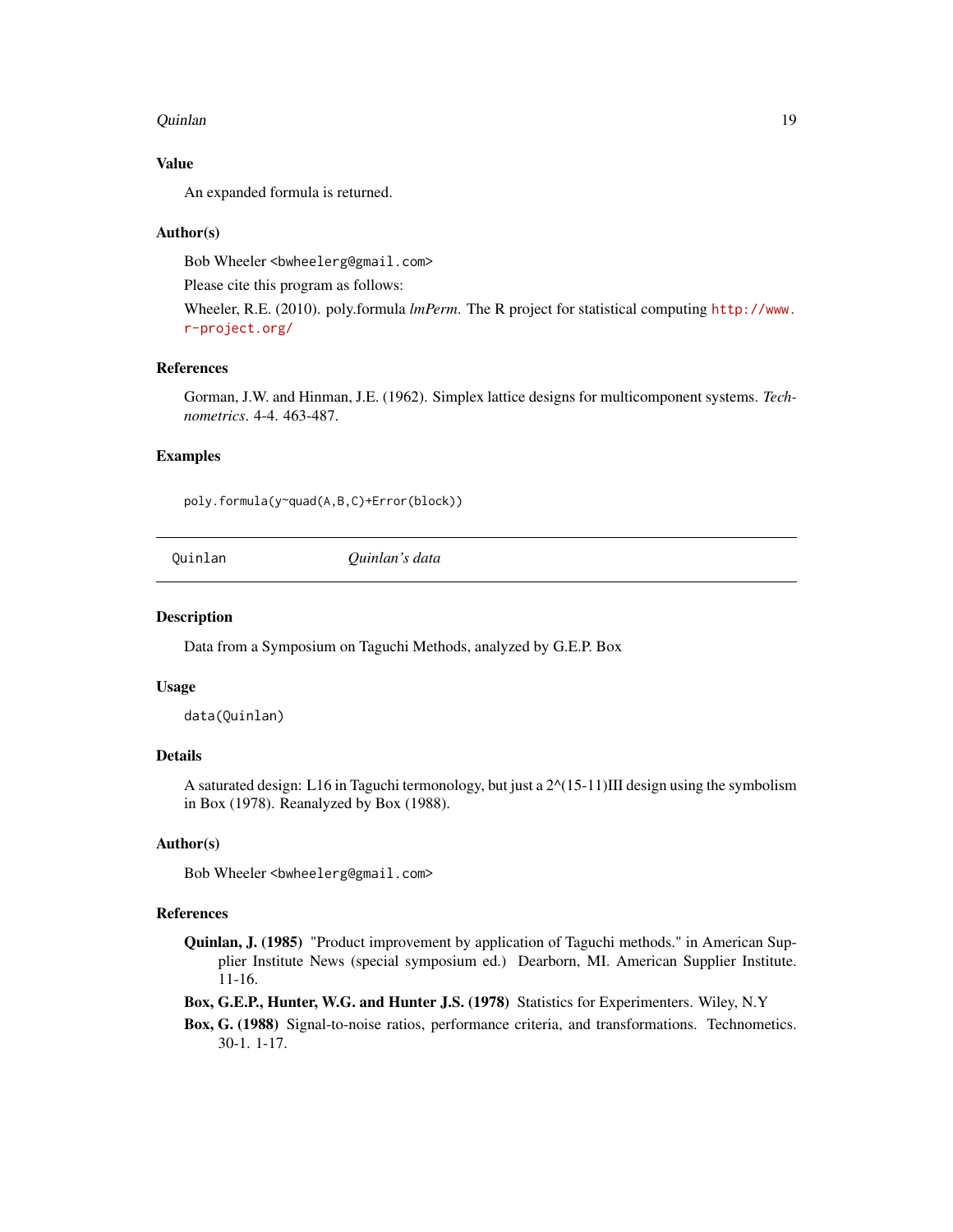### Value

An expanded formula is returned.

### Author(s)

Bob Wheeler <bwheelerg@gmail.com>

Please cite this program as follows:

Wheeler, R.E. (2010). poly.formula *lmPerm*. The R project for statistical computing http://www.r-project.org/

### References

Gorman, J.W. and Hinman, J.E. (1962). Simplex lattice designs for multicomponent systems. *Technometrics*. 4-4. 463-487.

### Examples

```
poly.formula(y~quad(A,B,C)+Error(block))
```

---

## Quinlan — *Quinlan's data*

---

### Description

Data from a Symposium on Taguchi Methods, analyzed by G.E.P. Box

### Usage

```
data(Quinlan)
```

### Details

A saturated design: L16 in Taguchi termonology, but just a 2^(15-11)III design using the symbolism in Box (1978). Reanalyzed by Box (1988).

### Author(s)

Bob Wheeler <bwheelerg@gmail.com>

### References

**Quinlan, J. (1985)** "Product improvement by application of Taguchi methods." in American Supplier Institute News (special symposium ed.) Dearborn, MI. American Supplier Institute. 11-16.

**Box, G.E.P., Hunter, W.G. and Hunter J.S. (1978)** Statistics for Experimenters. Wiley, N.Y

**Box, G. (1988)** Signal-to-noise ratios, performance criteria, and transformations. Technometics. 30-1. 1-17.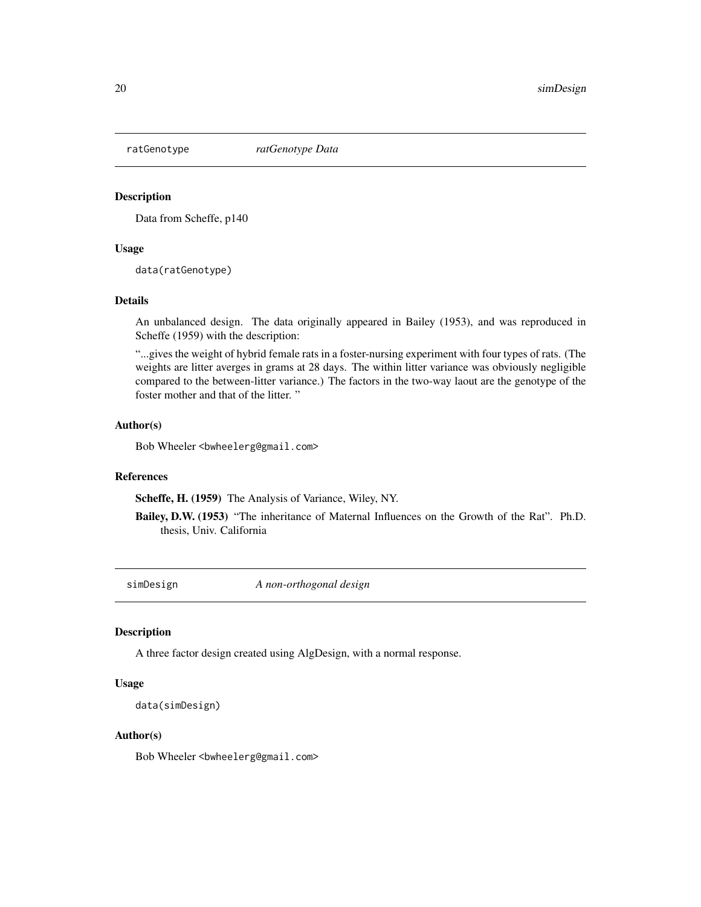## ratGenotype *ratGenotype Data*

### Description

Data from Scheffe, p140

### Usage

```
data(ratGenotype)
```

### Details

An unbalanced design. The data originally appeared in Bailey (1953), and was reproduced in Scheffe (1959) with the description:

"...gives the weight of hybrid female rats in a foster-nursing experiment with four types of rats. (The weights are litter averges in grams at 28 days. The within litter variance was obviously negligible compared to the between-litter variance.) The factors in the two-way laout are the genotype of the foster mother and that of the litter. "

### Author(s)

Bob Wheeler <bwheelerg@gmail.com>

### References

**Scheffe, H. (1959)** The Analysis of Variance, Wiley, NY.

**Bailey, D.W. (1953)** "The inheritance of Maternal Influences on the Growth of the Rat". Ph.D. thesis, Univ. California

## simDesign *A non-orthogonal design*

### Description

A three factor design created using AlgDesign, with a normal response.

### Usage

```
data(simDesign)
```

### Author(s)

Bob Wheeler <bwheelerg@gmail.com>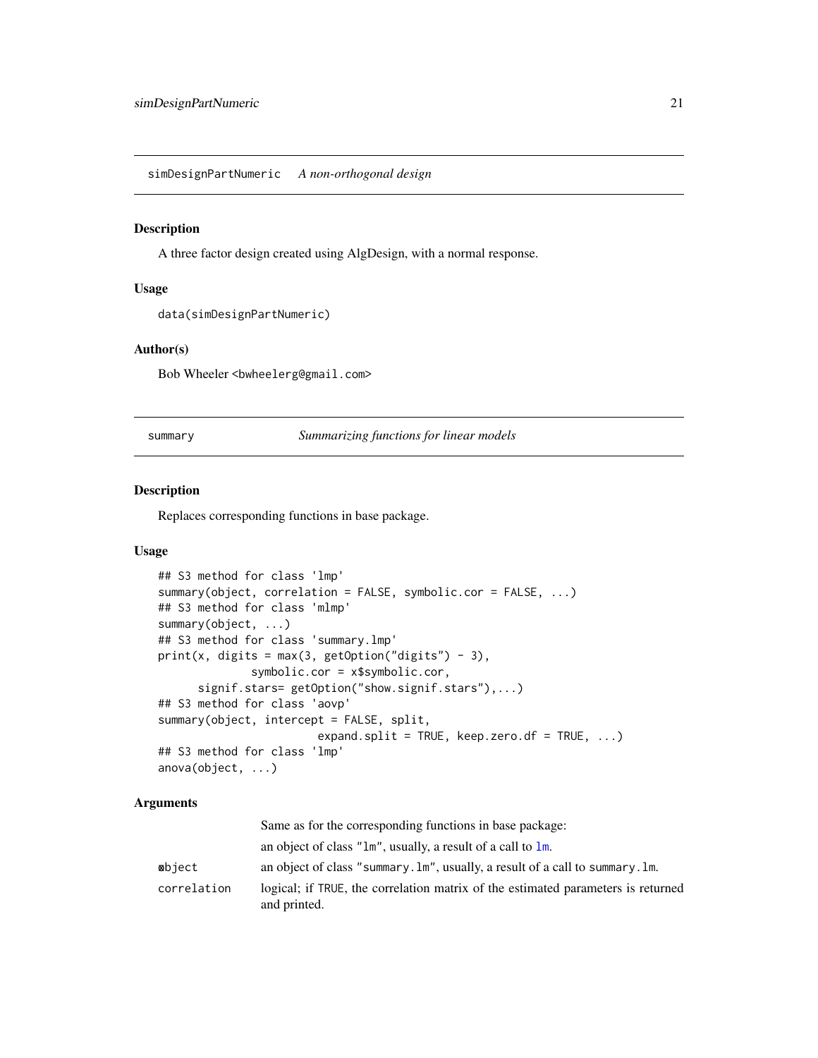simDesignPartNumeric *A non-orthogonal design*

### Description

A three factor design created using AlgDesign, with a normal response.

### Usage

```
data(simDesignPartNumeric)
```

### Author(s)

Bob Wheeler <bwheelerg@gmail.com>

---

summary *Summarizing functions for linear models*

### Description

Replaces corresponding functions in base package.

### Usage

```
## S3 method for class 'lmp'
summary(object, correlation = FALSE, symbolic.cor = FALSE, ...)
## S3 method for class 'mlmp'
summary(object, ...)
## S3 method for class 'summary.lmp'
print(x, digits = max(3, getOption("digits") - 3),
              symbolic.cor = x$symbolic.cor,
      signif.stars= getOption("show.signif.stars"),...)
## S3 method for class 'aovp'
summary(object, intercept = FALSE, split,
                        expand.split = TRUE, keep.zero.df = TRUE, ...)
## S3 method for class 'lmp'
anova(object, ...)
```

### Arguments

| | |
|---|---|
| | Same as for the corresponding functions in base package: |
| | an object of class "lm", usually, a result of a call to lm. |
| object | an object of class "summary.lm", usually, a result of a call to summary.lm. |
| correlation | logical; if TRUE, the correlation matrix of the estimated parameters is returned and printed. |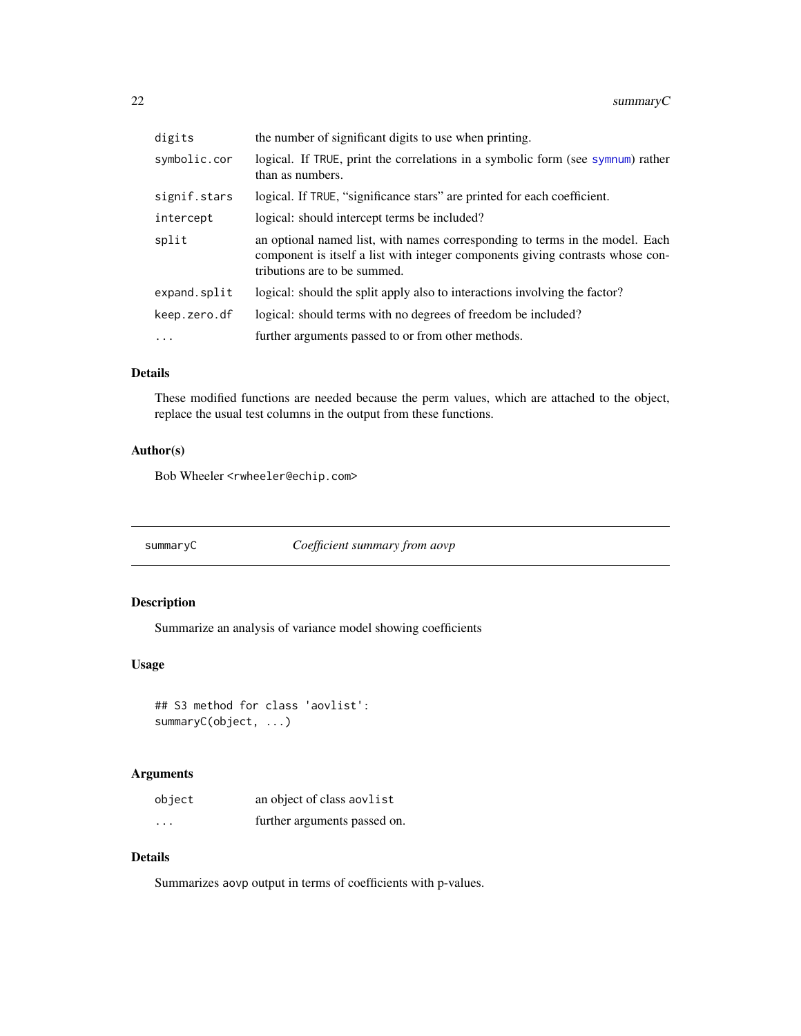| | |
|---|---|
| digits | the number of significant digits to use when printing. |
| symbolic.cor | logical. If TRUE, print the correlations in a symbolic form (see symnum) rather than as numbers. |
| signif.stars | logical. If TRUE, "significance stars" are printed for each coefficient. |
| intercept | logical: should intercept terms be included? |
| split | an optional named list, with names corresponding to terms in the model. Each component is itself a list with integer components giving contrasts whose contributions are to be summed. |
| expand.split | logical: should the split apply also to interactions involving the factor? |
| keep.zero.df | logical: should terms with no degrees of freedom be included? |
| ... | further arguments passed to or from other methods. |

### Details

These modified functions are needed because the perm values, which are attached to the object, replace the usual test columns in the output from these functions.

### Author(s)

Bob Wheeler <rwheeler@echip.com>

---

## summaryC — *Coefficient summary from aovp*

---

### Description

Summarize an analysis of variance model showing coefficients

### Usage

```
## S3 method for class 'aovlist':
summaryC(object, ...)
```

### Arguments

| | |
|---|---|
| object | an object of class aovlist |
| ... | further arguments passed on. |

### Details

Summarizes aovp output in terms of coefficients with p-values.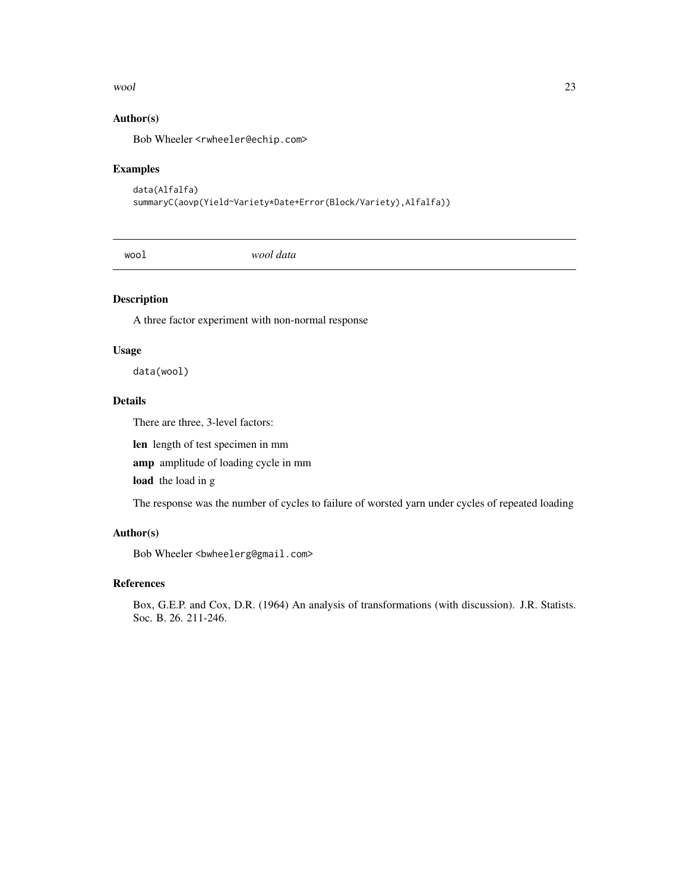## Author(s)

Bob Wheeler <rwheeler@echip.com>

## Examples

```
data(Alfalfa)
summaryC(aovp(Yield~Variety*Date+Error(Block/Variety),Alfalfa))
```

---

# wool *wool data*

---

## Description

A three factor experiment with non-normal response

## Usage

```
data(wool)
```

## Details

There are three, 3-level factors:

**len** length of test specimen in mm

**amp** amplitude of loading cycle in mm

**load** the load in g

The response was the number of cycles to failure of worsted yarn under cycles of repeated loading

## Author(s)

Bob Wheeler <bwheelerg@gmail.com>

## References

Box, G.E.P. and Cox, D.R. (1964) An analysis of transformations (with discussion). J.R. Statists. Soc. B. 26. 211-246.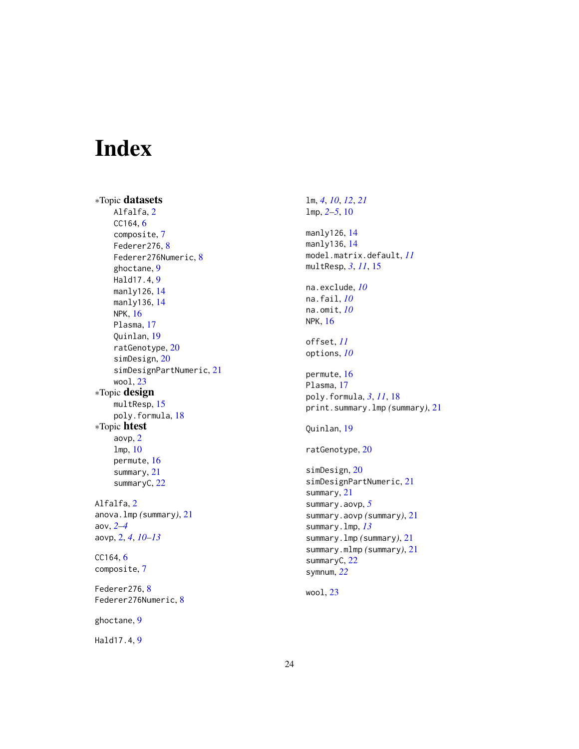# Index

*Topic **datasets**

Alfalfa, 2
CC164, 6
composite, 7
Federer276, 8
Federer276Numeric, 8
ghoctane, 9
Hald17.4, 9
manly126, 14
manly136, 14
NPK, 16
Plasma, 17
Quinlan, 19
ratGenotype, 20
simDesign, 20
simDesignPartNumeric, 21
wool, 23

*Topic **design**

multResp, 15
poly.formula, 18

*Topic **htest**

aovp, 2
lmp, 10
permute, 16
summary, 21
summaryC, 22

Alfalfa, 2
anova.lmp *(summary)*, 21
aov, *2–4*
aovp, 2, *4*, *10–13*

CC164, 6
composite, 7

Federer276, 8
Federer276Numeric, 8

ghoctane, 9

Hald17.4, 9

lm, *4*, *10*, *12*, *21*
lmp, *2–5*, 10

manly126, 14
manly136, 14
model.matrix.default, *11*
multResp, *3*, *11*, 15

na.exclude, *10*
na.fail, *10*
na.omit, *10*
NPK, 16

offset, *11*
options, *10*

permute, 16
Plasma, 17
poly.formula, *3*, *11*, 18
print.summary.lmp *(summary)*, 21

Quinlan, 19

ratGenotype, 20

simDesign, 20
simDesignPartNumeric, 21
summary, 21
summary.aovp, *5*
summary.aovp *(summary)*, 21
summary.lmp, *13*
summary.lmp *(summary)*, 21
summary.mlmp *(summary)*, 21
summaryC, 22
symnum, *22*

wool, 23